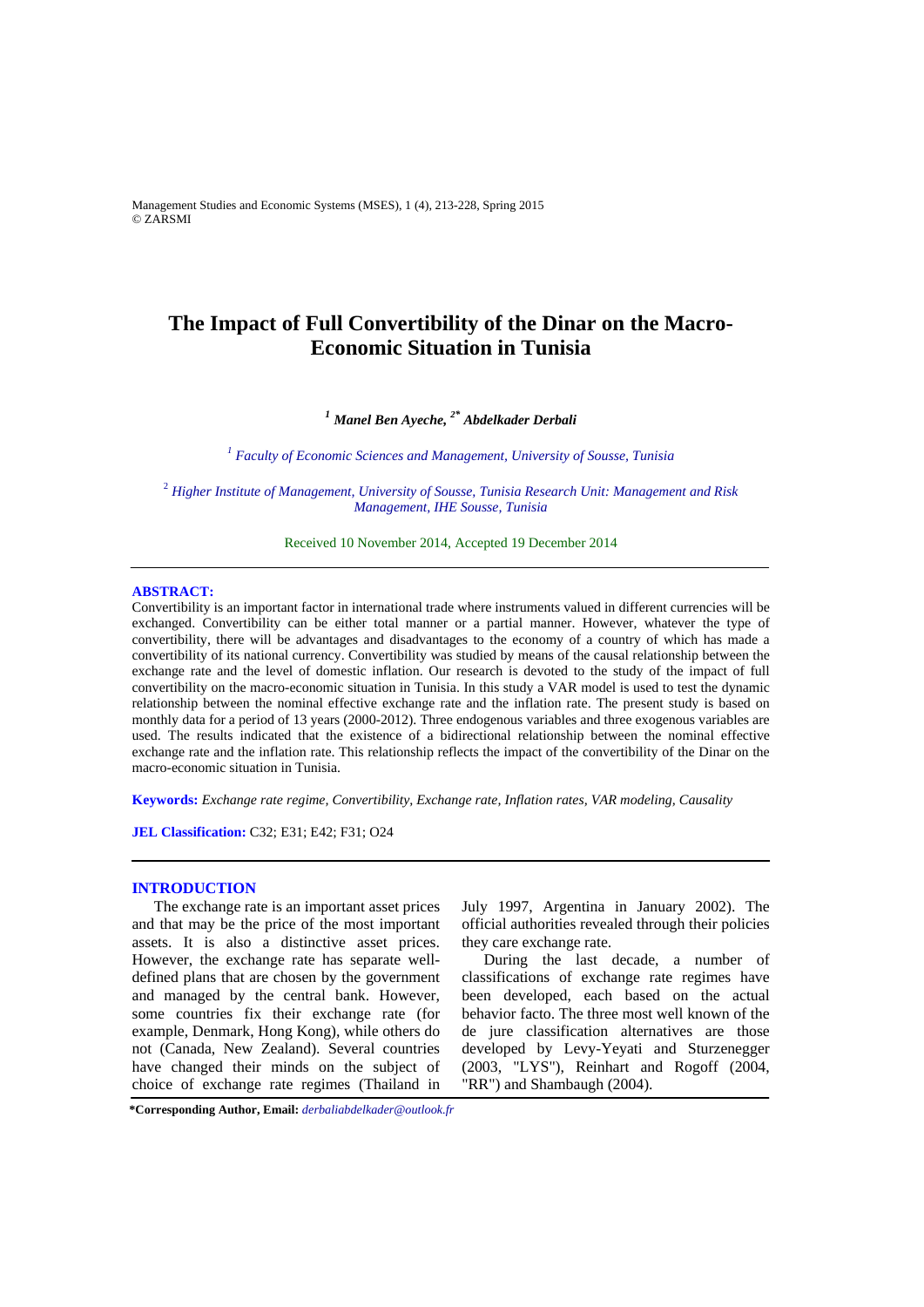# The Impact of Full Convertibility of the Dinar on the Macro-Economic Situation in Tunisia

***[1] Manel Ben Ayeche, [2*] Abdelkader Derbali***

*[1] Faculty of Economic Sciences and Management, University of Sousse, Tunisia*

*[2] Higher Institute of Management, University of Sousse, Tunisia Research Unit: Management and Risk Management, IHE Sousse, Tunisia*

Received 10 November 2014, Accepted 19 December 2014

---

**ABSTRACT:**

Convertibility is an important factor in international trade where instruments valued in different currencies will be exchanged. Convertibility can be either total manner or a partial manner. However, whatever the type of convertibility, there will be advantages and disadvantages to the economy of a country of which has made a convertibility of its national currency. Convertibility was studied by means of the causal relationship between the exchange rate and the level of domestic inflation. Our research is devoted to the study of the impact of full convertibility on the macro-economic situation in Tunisia. In this study a VAR model is used to test the dynamic relationship between the nominal effective exchange rate and the inflation rate. The present study is based on monthly data for a period of 13 years (2000-2012). Three endogenous variables and three exogenous variables are used. The results indicated that the existence of a bidirectional relationship between the nominal effective exchange rate and the inflation rate. This relationship reflects the impact of the convertibility of the Dinar on the macro-economic situation in Tunisia.

**Keywords:** *Exchange rate regime, Convertibility, Exchange rate, Inflation rates, VAR modeling, Causality*

**JEL Classification:** C32; E31; E42; F31; O24

---

## INTRODUCTION

The exchange rate is an important asset prices and that may be the price of the most important assets. It is also a distinctive asset prices. However, the exchange rate has separate well-defined plans that are chosen by the government and managed by the central bank. However, some countries fix their exchange rate (for example, Denmark, Hong Kong), while others do not (Canada, New Zealand). Several countries have changed their minds on the subject of choice of exchange rate regimes (Thailand in July 1997, Argentina in January 2002). The official authorities revealed through their policies they care exchange rate.

During the last decade, a number of classifications of exchange rate regimes have been developed, each based on the actual behavior facto. The three most well known of the de jure classification alternatives are those developed by Levy-Yeyati and Sturzenegger (2003, "LYS"), Reinhart and Rogoff (2004, "RR") and Shambaugh (2004).

**\*Corresponding Author, Email:** *derbaliabdelkader@outlook.fr*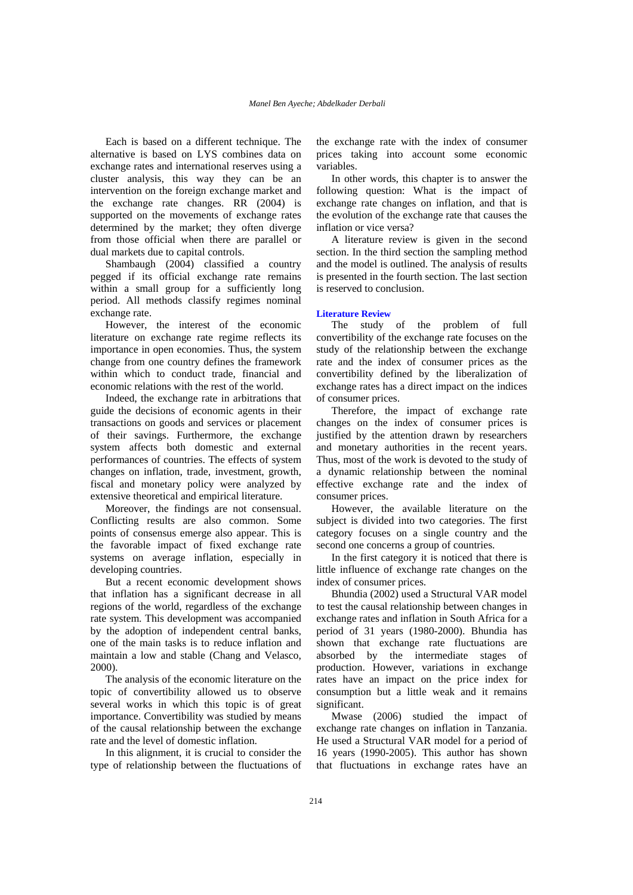Each is based on a different technique. The alternative is based on LYS combines data on exchange rates and international reserves using a cluster analysis, this way they can be an intervention on the foreign exchange market and the exchange rate changes. RR (2004) is supported on the movements of exchange rates determined by the market; they often diverge from those official when there are parallel or dual markets due to capital controls.

Shambaugh (2004) classified a country pegged if its official exchange rate remains within a small group for a sufficiently long period. All methods classify regimes nominal exchange rate.

However, the interest of the economic literature on exchange rate regime reflects its importance in open economies. Thus, the system change from one country defines the framework within which to conduct trade, financial and economic relations with the rest of the world.

Indeed, the exchange rate in arbitrations that guide the decisions of economic agents in their transactions on goods and services or placement of their savings. Furthermore, the exchange system affects both domestic and external performances of countries. The effects of system changes on inflation, trade, investment, growth, fiscal and monetary policy were analyzed by extensive theoretical and empirical literature.

Moreover, the findings are not consensual. Conflicting results are also common. Some points of consensus emerge also appear. This is the favorable impact of fixed exchange rate systems on average inflation, especially in developing countries.

But a recent economic development shows that inflation has a significant decrease in all regions of the world, regardless of the exchange rate system. This development was accompanied by the adoption of independent central banks, one of the main tasks is to reduce inflation and maintain a low and stable (Chang and Velasco, 2000).

The analysis of the economic literature on the topic of convertibility allowed us to observe several works in which this topic is of great importance. Convertibility was studied by means of the causal relationship between the exchange rate and the level of domestic inflation.

In this alignment, it is crucial to consider the type of relationship between the fluctuations of the exchange rate with the index of consumer prices taking into account some economic variables.

In other words, this chapter is to answer the following question: What is the impact of exchange rate changes on inflation, and that is the evolution of the exchange rate that causes the inflation or vice versa?

A literature review is given in the second section. In the third section the sampling method and the model is outlined. The analysis of results is presented in the fourth section. The last section is reserved to conclusion.

## Literature Review

The study of the problem of full convertibility of the exchange rate focuses on the study of the relationship between the exchange rate and the index of consumer prices as the convertibility defined by the liberalization of exchange rates has a direct impact on the indices of consumer prices.

Therefore, the impact of exchange rate changes on the index of consumer prices is justified by the attention drawn by researchers and monetary authorities in the recent years. Thus, most of the work is devoted to the study of a dynamic relationship between the nominal effective exchange rate and the index of consumer prices.

However, the available literature on the subject is divided into two categories. The first category focuses on a single country and the second one concerns a group of countries.

In the first category it is noticed that there is little influence of exchange rate changes on the index of consumer prices.

Bhundia (2002) used a Structural VAR model to test the causal relationship between changes in exchange rates and inflation in South Africa for a period of 31 years (1980-2000). Bhundia has shown that exchange rate fluctuations are absorbed by the intermediate stages of production. However, variations in exchange rates have an impact on the price index for consumption but a little weak and it remains significant.

Mwase (2006) studied the impact of exchange rate changes on inflation in Tanzania. He used a Structural VAR model for a period of 16 years (1990-2005). This author has shown that fluctuations in exchange rates have an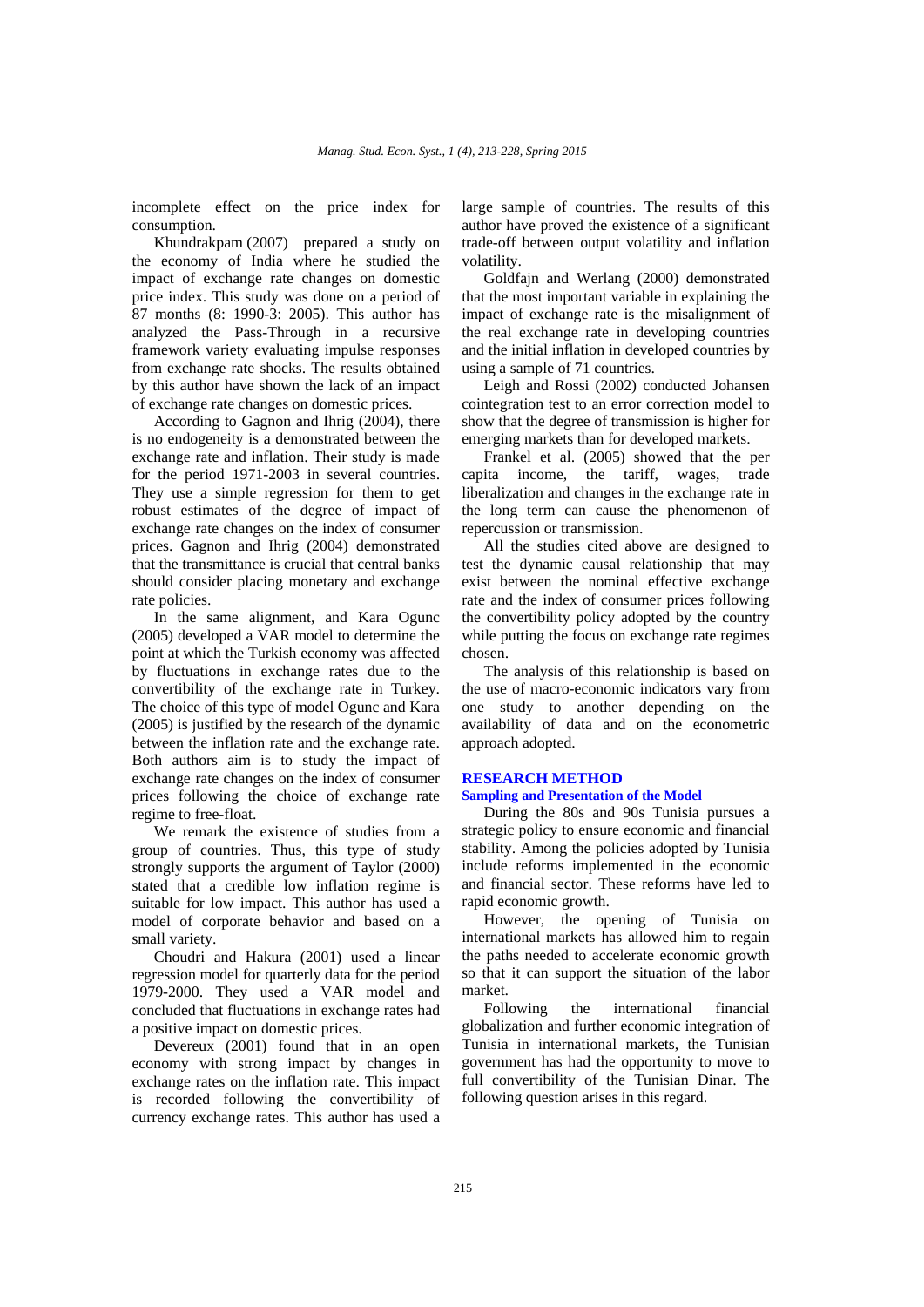incomplete effect on the price index for consumption.

Khundrakpam (2007) prepared a study on the economy of India where he studied the impact of exchange rate changes on domestic price index. This study was done on a period of 87 months (8: 1990-3: 2005). This author has analyzed the Pass-Through in a recursive framework variety evaluating impulse responses from exchange rate shocks. The results obtained by this author have shown the lack of an impact of exchange rate changes on domestic prices.

According to Gagnon and Ihrig (2004), there is no endogeneity is a demonstrated between the exchange rate and inflation. Their study is made for the period 1971-2003 in several countries. They use a simple regression for them to get robust estimates of the degree of impact of exchange rate changes on the index of consumer prices. Gagnon and Ihrig (2004) demonstrated that the transmittance is crucial that central banks should consider placing monetary and exchange rate policies.

In the same alignment, and Kara Ogunc (2005) developed a VAR model to determine the point at which the Turkish economy was affected by fluctuations in exchange rates due to the convertibility of the exchange rate in Turkey. The choice of this type of model Ogunc and Kara (2005) is justified by the research of the dynamic between the inflation rate and the exchange rate. Both authors aim is to study the impact of exchange rate changes on the index of consumer prices following the choice of exchange rate regime to free-float.

We remark the existence of studies from a group of countries. Thus, this type of study strongly supports the argument of Taylor (2000) stated that a credible low inflation regime is suitable for low impact. This author has used a model of corporate behavior and based on a small variety.

Choudri and Hakura (2001) used a linear regression model for quarterly data for the period 1979-2000. They used a VAR model and concluded that fluctuations in exchange rates had a positive impact on domestic prices.

Devereux (2001) found that in an open economy with strong impact by changes in exchange rates on the inflation rate. This impact is recorded following the convertibility of currency exchange rates. This author has used a large sample of countries. The results of this author have proved the existence of a significant trade-off between output volatility and inflation volatility.

Goldfajn and Werlang (2000) demonstrated that the most important variable in explaining the impact of exchange rate is the misalignment of the real exchange rate in developing countries and the initial inflation in developed countries by using a sample of 71 countries.

Leigh and Rossi (2002) conducted Johansen cointegration test to an error correction model to show that the degree of transmission is higher for emerging markets than for developed markets.

Frankel et al. (2005) showed that the per capita income, the tariff, wages, trade liberalization and changes in the exchange rate in the long term can cause the phenomenon of repercussion or transmission.

All the studies cited above are designed to test the dynamic causal relationship that may exist between the nominal effective exchange rate and the index of consumer prices following the convertibility policy adopted by the country while putting the focus on exchange rate regimes chosen.

The analysis of this relationship is based on the use of macro-economic indicators vary from one study to another depending on the availability of data and on the econometric approach adopted.

## RESEARCH METHOD

### Sampling and Presentation of the Model

During the 80s and 90s Tunisia pursues a strategic policy to ensure economic and financial stability. Among the policies adopted by Tunisia include reforms implemented in the economic and financial sector. These reforms have led to rapid economic growth.

However, the opening of Tunisia on international markets has allowed him to regain the paths needed to accelerate economic growth so that it can support the situation of the labor market.

Following the international financial globalization and further economic integration of Tunisia in international markets, the Tunisian government has had the opportunity to move to full convertibility of the Tunisian Dinar. The following question arises in this regard.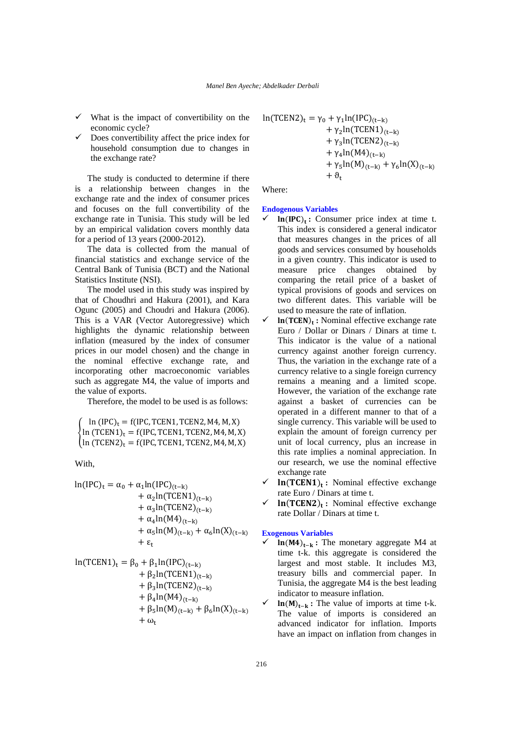- What is the impact of convertibility on the economic cycle?
- Does convertibility affect the price index for household consumption due to changes in the exchange rate?

The study is conducted to determine if there is a relationship between changes in the exchange rate and the index of consumer prices and focuses on the full convertibility of the exchange rate in Tunisia. This study will be led by an empirical validation covers monthly data for a period of 13 years (2000-2012).

The data is collected from the manual of financial statistics and exchange service of the Central Bank of Tunisia (BCT) and the National Statistics Institute (NSI).

The model used in this study was inspired by that of Choudhri and Hakura (2001), and Kara Ogunc (2005) and Choudri and Hakura (2006). This is a VAR (Vector Autoregressive) which highlights the dynamic relationship between inflation (measured by the index of consumer prices in our model chosen) and the change in the nominal effective exchange rate, and incorporating other macroeconomic variables such as aggregate M4, the value of imports and the value of exports.

Therefore, the model to be used is as follows:

$$\begin{cases} \ln(\mathrm{IPC})_t = f(\mathrm{IPC}, \mathrm{TCEN1}, \mathrm{TCEN2}, \mathrm{M4}, \mathrm{M}, \mathrm{X}) \\ \ln(\mathrm{TCEN1})_t = f(\mathrm{IPC}, \mathrm{TCEN1}, \mathrm{TCEN2}, \mathrm{M4}, \mathrm{M}, \mathrm{X}) \\ \ln(\mathrm{TCEN2})_t = f(\mathrm{IPC}, \mathrm{TCEN1}, \mathrm{TCEN2}, \mathrm{M4}, \mathrm{M}, \mathrm{X}) \end{cases}$$

With,

$$\ln(\mathrm{IPC})_t = \alpha_0 + \alpha_1 \ln(\mathrm{IPC})_{(t-k)} + \alpha_2 \ln(\mathrm{TCEN1})_{(t-k)} + \alpha_3 \ln(\mathrm{TCEN2})_{(t-k)} + \alpha_4 \ln(\mathrm{M4})_{(t-k)} + \alpha_5 \ln(\mathrm{M})_{(t-k)} + \alpha_6 \ln(\mathrm{X})_{(t-k)} + \varepsilon_t$$

$$\ln(\mathrm{TCEN1})_t = \beta_0 + \beta_1 \ln(\mathrm{IPC})_{(t-k)} + \beta_2 \ln(\mathrm{TCEN1})_{(t-k)} + \beta_3 \ln(\mathrm{TCEN2})_{(t-k)} + \beta_4 \ln(\mathrm{M4})_{(t-k)} + \beta_5 \ln(\mathrm{M})_{(t-k)} + \beta_6 \ln(\mathrm{X})_{(t-k)} + \omega_t$$

$$\ln(\mathrm{TCEN2})_t = \gamma_0 + \gamma_1 \ln(\mathrm{IPC})_{(t-k)} + \gamma_2 \ln(\mathrm{TCEN1})_{(t-k)} + \gamma_3 \ln(\mathrm{TCEN2})_{(t-k)} + \gamma_4 \ln(\mathrm{M4})_{(t-k)} + \gamma_5 \ln(\mathrm{M})_{(t-k)} + \gamma_6 \ln(\mathrm{X})_{(t-k)} + \vartheta_t$$

Where:

### Endogenous Variables

- $\ln(\mathrm{IPC})_t$ **:** Consumer price index at time t. This index is considered a general indicator that measures changes in the prices of all goods and services consumed by households in a given country. This indicator is used to measure price changes obtained by comparing the retail price of a basket of typical provisions of goods and services on two different dates. This variable will be used to measure the rate of inflation.
- $\ln(\mathrm{TCEN})_t$ **:** Nominal effective exchange rate Euro / Dollar or Dinars / Dinars at time t. This indicator is the value of a national currency against another foreign currency. Thus, the variation in the exchange rate of a currency relative to a single foreign currency remains a meaning and a limited scope. However, the variation of the exchange rate against a basket of currencies can be operated in a different manner to that of a single currency. This variable will be used to explain the amount of foreign currency per unit of local currency, plus an increase in this rate implies a nominal appreciation. In our research, we use the nominal effective exchange rate
- $\ln(\mathrm{TCEN1})_t$ **:** Nominal effective exchange rate Euro / Dinars at time t.
- $\ln(\mathrm{TCEN2})_t$ **:** Nominal effective exchange rate Dollar / Dinars at time t.

### Exogenous Variables

- $\ln(\mathrm{M4})_{t-k}$ **:** The monetary aggregate M4 at time t-k. this aggregate is considered the largest and most stable. It includes M3, treasury bills and commercial paper. In Tunisia, the aggregate M4 is the best leading indicator to measure inflation.
- $\ln(\mathrm{M})_{t-k}$ **:** The value of imports at time t-k. The value of imports is considered an advanced indicator for inflation. Imports have an impact on inflation from changes in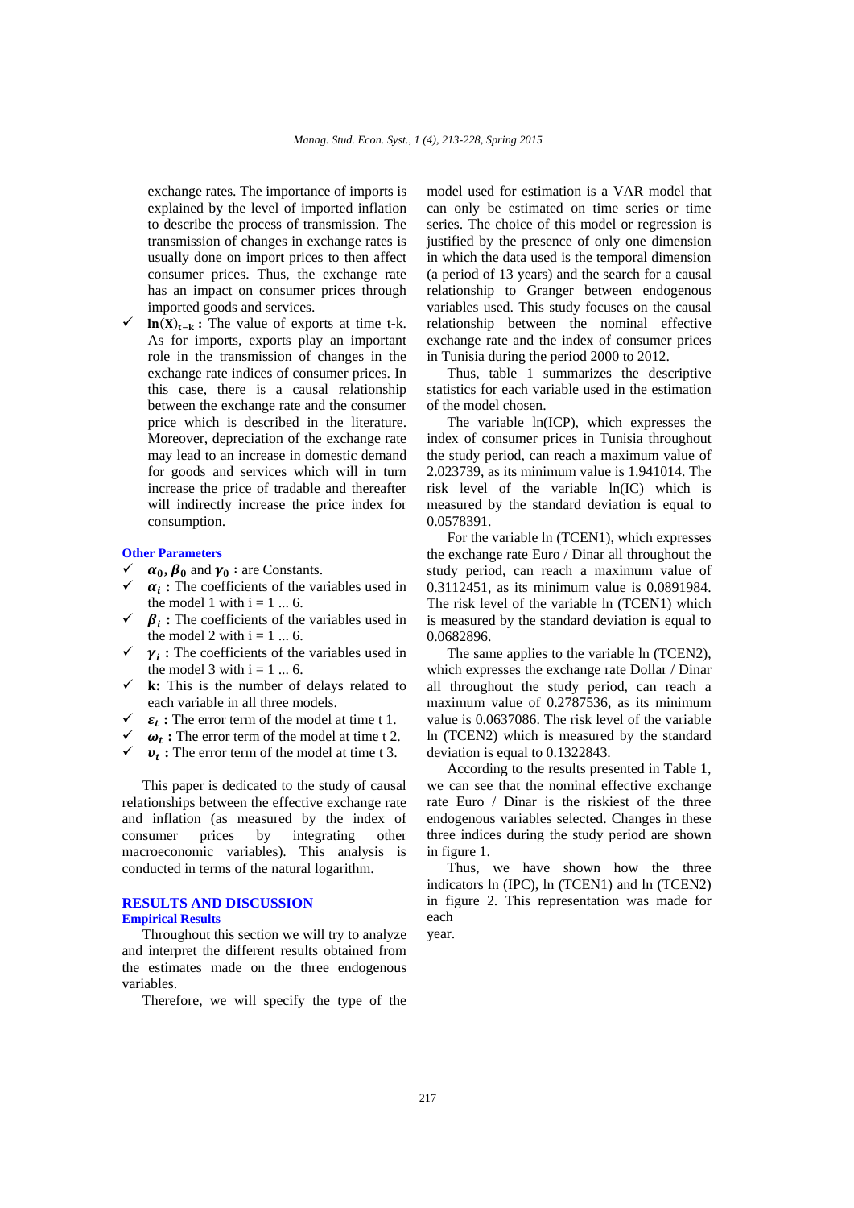exchange rates. The importance of imports is explained by the level of imported inflation to describe the process of transmission. The transmission of changes in exchange rates is usually done on import prices to then affect consumer prices. Thus, the exchange rate has an impact on consumer prices through imported goods and services.

- ✓ $\mathbf{ln(X)_{t-k}}$ **:** The value of exports at time t-k. As for imports, exports play an important role in the transmission of changes in the exchange rate indices of consumer prices. In this case, there is a causal relationship between the exchange rate and the consumer price which is described in the literature. Moreover, depreciation of the exchange rate may lead to an increase in domestic demand for goods and services which will in turn increase the price of tradable and thereafter will indirectly increase the price index for consumption.

### Other Parameters

- ✓ $\boldsymbol{\alpha_0}, \boldsymbol{\beta_0}$ and $\boldsymbol{\gamma_0}$ : are Constants.
- ✓ $\boldsymbol{\alpha_i}$ **:** The coefficients of the variables used in the model 1 with i = 1 ... 6.
- ✓ $\boldsymbol{\beta_i}$ **:** The coefficients of the variables used in the model 2 with i = 1 ... 6.
- ✓ $\boldsymbol{\gamma_i}$ **:** The coefficients of the variables used in the model 3 with i = 1 ... 6.
- ✓ **k:** This is the number of delays related to each variable in all three models.
- ✓ $\boldsymbol{\varepsilon_t}$ **:** The error term of the model at time t 1.
- ✓ $\boldsymbol{\omega_t}$ **:** The error term of the model at time t 2.
- ✓ $\boldsymbol{\upsilon_t}$ **:** The error term of the model at time t 3.

This paper is dedicated to the study of causal relationships between the effective exchange rate and inflation (as measured by the index of consumer prices by integrating other macroeconomic variables). This analysis is conducted in terms of the natural logarithm.

## RESULTS AND DISCUSSION

### Empirical Results

Throughout this section we will try to analyze and interpret the different results obtained from the estimates made on the three endogenous variables.

Therefore, we will specify the type of the model used for estimation is a VAR model that can only be estimated on time series or time series. The choice of this model or regression is justified by the presence of only one dimension in which the data used is the temporal dimension (a period of 13 years) and the search for a causal relationship to Granger between endogenous variables used. This study focuses on the causal relationship between the nominal effective exchange rate and the index of consumer prices in Tunisia during the period 2000 to 2012.

Thus, table 1 summarizes the descriptive statistics for each variable used in the estimation of the model chosen.

The variable ln(ICP), which expresses the index of consumer prices in Tunisia throughout the study period, can reach a maximum value of 2.023739, as its minimum value is 1.941014. The risk level of the variable ln(IC) which is measured by the standard deviation is equal to 0.0578391.

For the variable ln (TCEN1), which expresses the exchange rate Euro / Dinar all throughout the study period, can reach a maximum value of 0.3112451, as its minimum value is 0.0891984. The risk level of the variable ln (TCEN1) which is measured by the standard deviation is equal to 0.0682896.

The same applies to the variable ln (TCEN2), which expresses the exchange rate Dollar / Dinar all throughout the study period, can reach a maximum value of 0.2787536, as its minimum value is 0.0637086. The risk level of the variable ln (TCEN2) which is measured by the standard deviation is equal to 0.1322843.

According to the results presented in Table 1, we can see that the nominal effective exchange rate Euro / Dinar is the riskiest of the three endogenous variables selected. Changes in these three indices during the study period are shown in figure 1.

Thus, we have shown how the three indicators ln (IPC), ln (TCEN1) and ln (TCEN2) in figure 2. This representation was made for each year.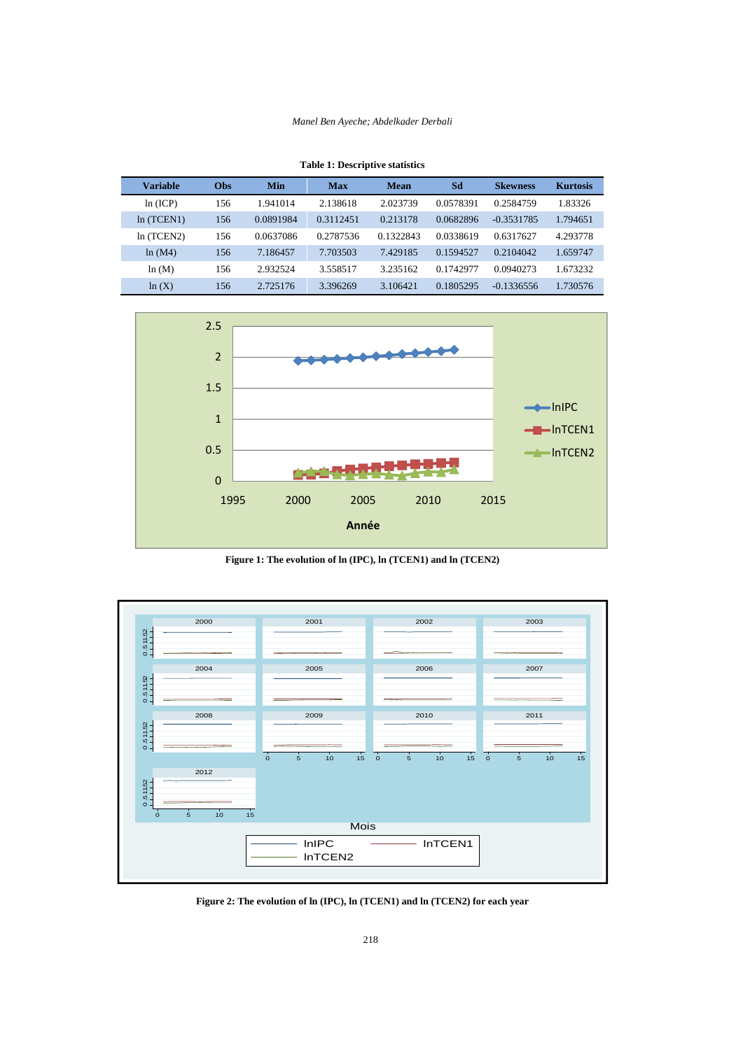**Table 1: Descriptive statistics**

| Variable | Obs | Min | Max | Mean | Sd | Skewness | Kurtosis |
|---|---|---|---|---|---|---|---|
| ln (ICP) | 156 | 1.941014 | 2.138618 | 2.023739 | 0.0578391 | 0.2584759 | 1.83326 |
| ln (TCEN1) | 156 | 0.0891984 | 0.3112451 | 0.213178 | 0.0682896 | -0.3531785 | 1.794651 |
| ln (TCEN2) | 156 | 0.0637086 | 0.2787536 | 0.1322843 | 0.0338619 | 0.6317627 | 4.293778 |
| ln (M4) | 156 | 7.186457 | 7.703503 | 7.429185 | 0.1594527 | 0.2104042 | 1.659747 |
| ln (M) | 156 | 2.932524 | 3.558517 | 3.235162 | 0.1742977 | 0.0940273 | 1.673232 |
| ln (X) | 156 | 2.725176 | 3.396269 | 3.106421 | 0.1805295 | -0.1336556 | 1.730576 |

**Figure 1: The evolution of ln (IPC), ln (TCEN1) and ln (TCEN2)**

**Figure 2: The evolution of ln (IPC), ln (TCEN1) and ln (TCEN2) for each year**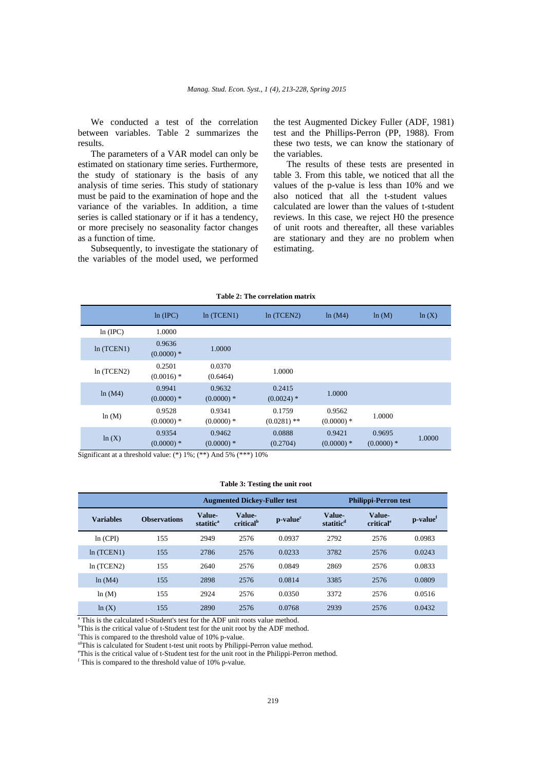We conducted a test of the correlation between variables. Table 2 summarizes the results.

The parameters of a VAR model can only be estimated on stationary time series. Furthermore, the study of stationary is the basis of any analysis of time series. This study of stationary must be paid to the examination of hope and the variance of the variables. In addition, a time series is called stationary or if it has a tendency, or more precisely no seasonality factor changes as a function of time.

Subsequently, to investigate the stationary of the variables of the model used, we performed the test Augmented Dickey Fuller (ADF, 1981) test and the Phillips-Perron (PP, 1988). From these two tests, we can know the stationary of the variables.

The results of these tests are presented in table 3. From this table, we noticed that all the values of the p-value is less than 10% and we also noticed that all the t-student values calculated are lower than the values of t-student reviews. In this case, we reject H0 the presence of unit roots and thereafter, all these variables are stationary and they are no problem when estimating.

**Table 2: The correlation matrix**

| | ln (IPC) | ln (TCEN1) | ln (TCEN2) | ln (M4) | ln (M) | ln (X) |
|---|---|---|---|---|---|---|
| ln (IPC) | 1.0000 | | | | | |
| ln (TCEN1) | 0.9636 (0.0000) * | 1.0000 | | | | |
| ln (TCEN2) | 0.2501 (0.0016) * | 0.0370 (0.6464) | 1.0000 | | | |
| ln (M4) | 0.9941 (0.0000) * | 0.9632 (0.0000) * | 0.2415 (0.0024) * | 1.0000 | | |
| ln (M) | 0.9528 (0.0000) * | 0.9341 (0.0000) * | 0.1759 (0.0281) ** | 0.9562 (0.0000) * | 1.0000 | |
| ln (X) | 0.9354 (0.0000) * | 0.9462 (0.0000) * | 0.0888 (0.2704) | 0.9421 (0.0000) * | 0.9695 (0.0000) * | 1.0000 |

Significant at a threshold value: (*) 1%; (**) And 5% (***) 10%

**Table 3: Testing the unit root**

| | | **Augmented Dickey-Fuller test** | | | **Philippi-Perron test** | | |
|---|---|---|---|---|---|---|---|
| **Variables** | **Observations** | **Value-statistic**[a] | **Value-critical**[b] | **p-value**[c] | **Value-statistic**[d] | **Value-critical**[e] | **p-value**[f] |
| ln (CPI) | 155 | 2949 | 2576 | 0.0937 | 2792 | 2576 | 0.0983 |
| ln (TCEN1) | 155 | 2786 | 2576 | 0.0233 | 3782 | 2576 | 0.0243 |
| ln (TCEN2) | 155 | 2640 | 2576 | 0.0849 | 2869 | 2576 | 0.0833 |
| ln (M4) | 155 | 2898 | 2576 | 0.0814 | 3385 | 2576 | 0.0809 |
| ln (M) | 155 | 2924 | 2576 | 0.0350 | 3372 | 2576 | 0.0516 |
| ln (X) | 155 | 2890 | 2576 | 0.0768 | 2939 | 2576 | 0.0432 |

[a] This is the calculated t-Student's test for the ADF unit roots value method.
[b] This is the critical value of t-Student test for the unit root by the ADF method.
[c] This is compared to the threshold value of 10% p-value.
[d] This is calculated for Student t-test unit roots by Philippi-Perron value method.
[e] This is the critical value of t-Student test for the unit root in the Philippi-Perron method.
[f] This is compared to the threshold value of 10% p-value.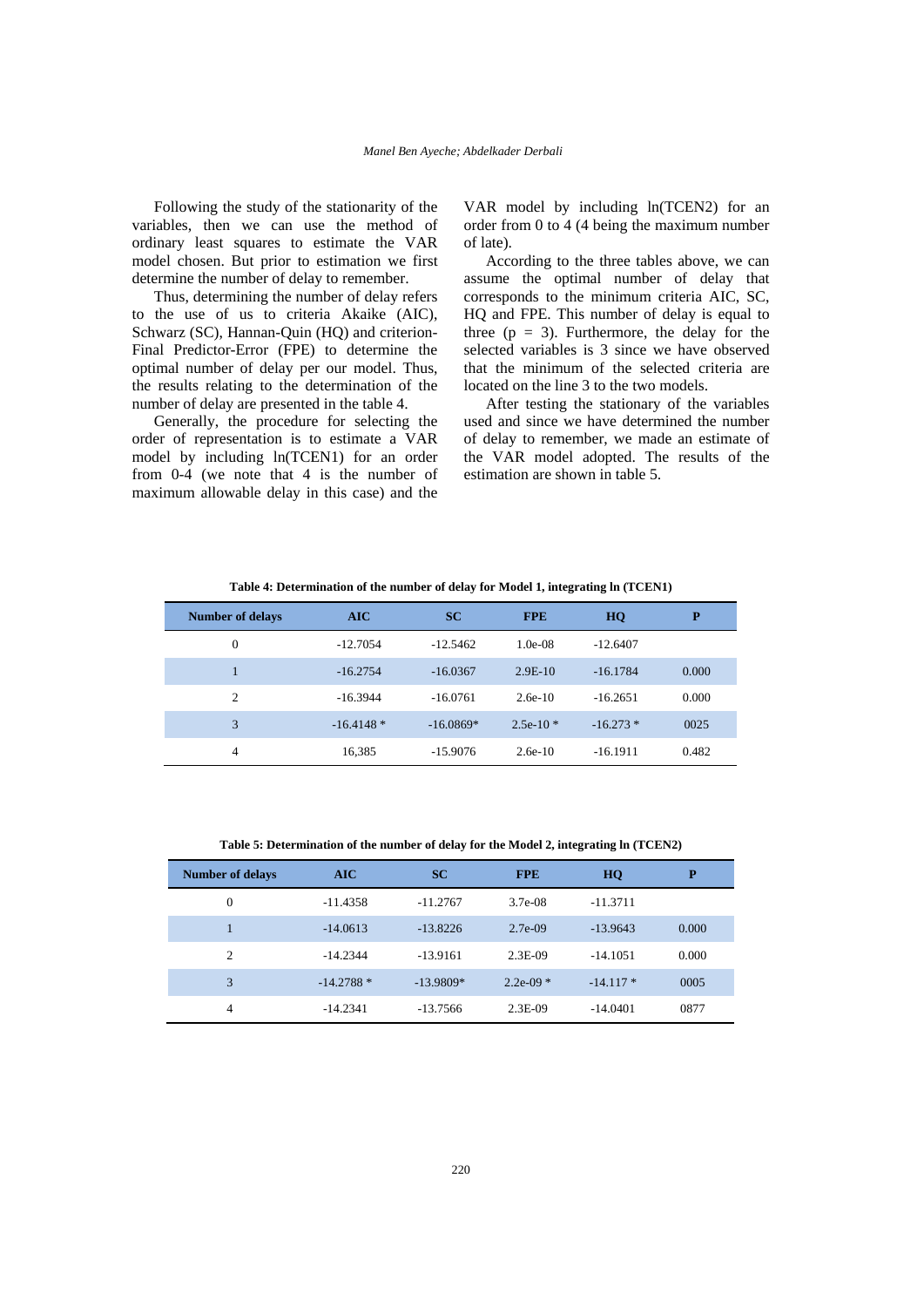Following the study of the stationarity of the variables, then we can use the method of ordinary least squares to estimate the VAR model chosen. But prior to estimation we first determine the number of delay to remember.

Thus, determining the number of delay refers to the use of us to criteria Akaike (AIC), Schwarz (SC), Hannan-Quin (HQ) and criterion-Final Predictor-Error (FPE) to determine the optimal number of delay per our model. Thus, the results relating to the determination of the number of delay are presented in the table 4.

Generally, the procedure for selecting the order of representation is to estimate a VAR model by including ln(TCEN1) for an order from 0-4 (we note that 4 is the number of maximum allowable delay in this case) and the VAR model by including ln(TCEN2) for an order from 0 to 4 (4 being the maximum number of late).

According to the three tables above, we can assume the optimal number of delay that corresponds to the minimum criteria AIC, SC, HQ and FPE. This number of delay is equal to three (p = 3). Furthermore, the delay for the selected variables is 3 since we have observed that the minimum of the selected criteria are located on the line 3 to the two models.

After testing the stationary of the variables used and since we have determined the number of delay to remember, we made an estimate of the VAR model adopted. The results of the estimation are shown in table 5.

**Table 4: Determination of the number of delay for Model 1, integrating ln (TCEN1)**

| Number of delays | AIC | SC | FPE | HQ | P |
|---|---|---|---|---|---|
| 0 | -12.7054 | -12.5462 | 1.0e-08 | -12.6407 | |
| 1 | -16.2754 | -16.0367 | 2.9E-10 | -16.1784 | 0.000 |
| 2 | -16.3944 | -16.0761 | 2.6e-10 | -16.2651 | 0.000 |
| 3 | -16.4148 * | -16.0869* | 2.5e-10 * | -16.273 * | 0025 |
| 4 | 16,385 | -15.9076 | 2.6e-10 | -16.1911 | 0.482 |

**Table 5: Determination of the number of delay for the Model 2, integrating ln (TCEN2)**

| Number of delays | AIC | SC | FPE | HQ | P |
|---|---|---|---|---|---|
| 0 | -11.4358 | -11.2767 | 3.7e-08 | -11.3711 | |
| 1 | -14.0613 | -13.8226 | 2.7e-09 | -13.9643 | 0.000 |
| 2 | -14.2344 | -13.9161 | 2.3E-09 | -14.1051 | 0.000 |
| 3 | -14.2788 * | -13.9809* | 2.2e-09 * | -14.117 * | 0005 |
| 4 | -14.2341 | -13.7566 | 2.3E-09 | -14.0401 | 0877 |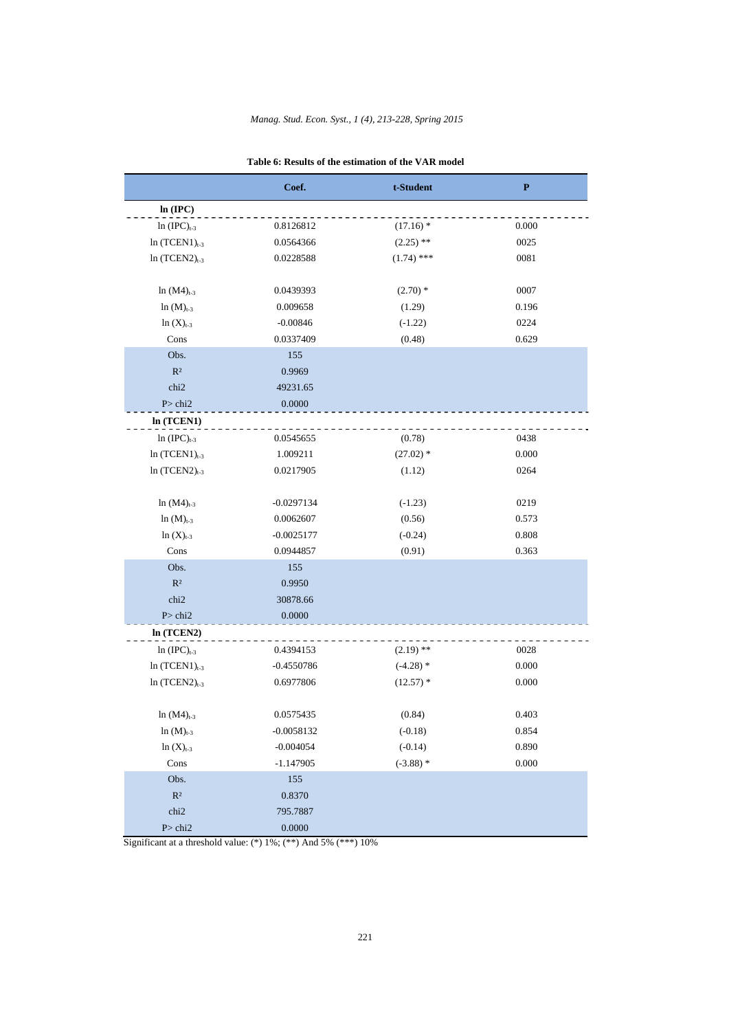**Table 6: Results of the estimation of the VAR model**

| | Coef. | t-Student | P |
|---|---|---|---|
| **ln (IPC)** | | | |
| $\ln(IPC)_{t-3}$ | 0.8126812 | (17.16) * | 0.000 |
| $\ln(TCEN1)_{t-3}$ | 0.0564366 | (2.25) ** | 0025 |
| $\ln(TCEN2)_{t-3}$ | 0.0228588 | (1.74) *** | 0081 |
| $\ln(M4)_{t-3}$ | 0.0439393 | (2.70) * | 0007 |
| $\ln(M)_{t-3}$ | 0.009658 | (1.29) | 0.196 |
| $\ln(X)_{t-3}$ | -0.00846 | (-1.22) | 0224 |
| Cons | 0.0337409 | (0.48) | 0.629 |
| Obs. | 155 | | |
| $R^2$ | 0.9969 | | |
| chi2 | 49231.65 | | |
| P> chi2 | 0.0000 | | |
| **ln (TCEN1)** | | | |
| $\ln(IPC)_{t-3}$ | 0.0545655 | (0.78) | 0438 |
| $\ln(TCEN1)_{t-3}$ | 1.009211 | (27.02) * | 0.000 |
| $\ln(TCEN2)_{t-3}$ | 0.0217905 | (1.12) | 0264 |
| $\ln(M4)_{t-3}$ | -0.0297134 | (-1.23) | 0219 |
| $\ln(M)_{t-3}$ | 0.0062607 | (0.56) | 0.573 |
| $\ln(X)_{t-3}$ | -0.0025177 | (-0.24) | 0.808 |
| Cons | 0.0944857 | (0.91) | 0.363 |
| Obs. | 155 | | |
| $R^2$ | 0.9950 | | |
| chi2 | 30878.66 | | |
| P> chi2 | 0.0000 | | |
| **ln (TCEN2)** | | | |
| $\ln(IPC)_{t-3}$ | 0.4394153 | (2.19) ** | 0028 |
| $\ln(TCEN1)_{t-3}$ | -0.4550786 | (-4.28) * | 0.000 |
| $\ln(TCEN2)_{t-3}$ | 0.6977806 | (12.57) * | 0.000 |
| $\ln(M4)_{t-3}$ | 0.0575435 | (0.84) | 0.403 |
| $\ln(M)_{t-3}$ | -0.0058132 | (-0.18) | 0.854 |
| $\ln(X)_{t-3}$ | -0.004054 | (-0.14) | 0.890 |
| Cons | -1.147905 | (-3.88) * | 0.000 |
| Obs. | 155 | | |
| $R^2$ | 0.8370 | | |
| chi2 | 795.7887 | | |
| P> chi2 | 0.0000 | | |

Significant at a threshold value: (*) 1%; (**) And 5% (***) 10%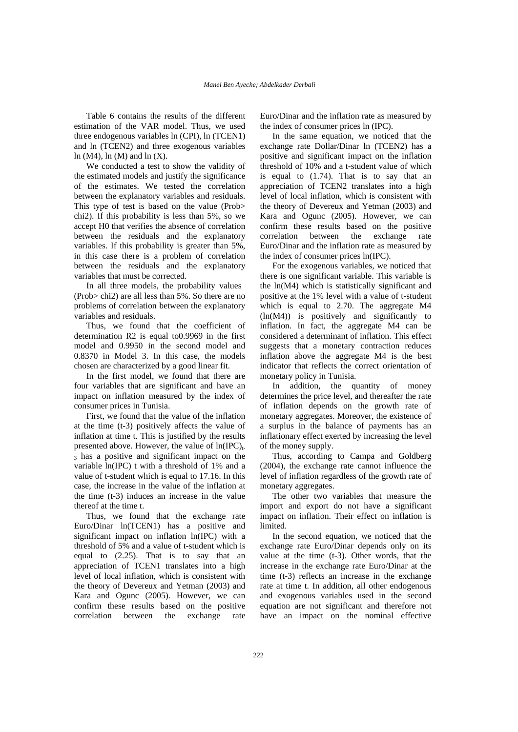Table 6 contains the results of the different estimation of the VAR model. Thus, we used three endogenous variables ln (CPI), ln (TCEN1) and ln (TCEN2) and three exogenous variables ln (M4), ln (M) and ln (X).

We conducted a test to show the validity of the estimated models and justify the significance of the estimates. We tested the correlation between the explanatory variables and residuals. This type of test is based on the value (Prob> chi2). If this probability is less than 5%, so we accept H0 that verifies the absence of correlation between the residuals and the explanatory variables. If this probability is greater than 5%, in this case there is a problem of correlation between the residuals and the explanatory variables that must be corrected.

In all three models, the probability values (Prob> chi2) are all less than 5%. So there are no problems of correlation between the explanatory variables and residuals.

Thus, we found that the coefficient of determination R2 is equal to0.9969 in the first model and 0.9950 in the second model and 0.8370 in Model 3. In this case, the models chosen are characterized by a good linear fit.

In the first model, we found that there are four variables that are significant and have an impact on inflation measured by the index of consumer prices in Tunisia.

First, we found that the value of the inflation at the time (t-3) positively affects the value of inflation at time t. This is justified by the results presented above. However, the value of $\ln(IPC)_{t-3}$ has a positive and significant impact on the variable ln(IPC) t with a threshold of 1% and a value of t-student which is equal to 17.16. In this case, the increase in the value of the inflation at the time (t-3) induces an increase in the value thereof at the time t.

Thus, we found that the exchange rate Euro/Dinar ln(TCEN1) has a positive and significant impact on inflation ln(IPC) with a threshold of 5% and a value of t-student which is equal to (2.25). That is to say that an appreciation of TCEN1 translates into a high level of local inflation, which is consistent with the theory of Devereux and Yetman (2003) and Kara and Ogunc (2005). However, we can confirm these results based on the positive correlation between the exchange rate Euro/Dinar and the inflation rate as measured by the index of consumer prices ln (IPC).

In the same equation, we noticed that the exchange rate Dollar/Dinar ln (TCEN2) has a positive and significant impact on the inflation threshold of 10% and a t-student value of which is equal to (1.74). That is to say that an appreciation of TCEN2 translates into a high level of local inflation, which is consistent with the theory of Devereux and Yetman (2003) and Kara and Ogunc (2005). However, we can confirm these results based on the positive correlation between the exchange rate Euro/Dinar and the inflation rate as measured by the index of consumer prices ln(IPC).

For the exogenous variables, we noticed that there is one significant variable. This variable is the ln(M4) which is statistically significant and positive at the 1% level with a value of t-student which is equal to 2.70. The aggregate M4 (ln(M4)) is positively and significantly to inflation. In fact, the aggregate M4 can be considered a determinant of inflation. This effect suggests that a monetary contraction reduces inflation above the aggregate M4 is the best indicator that reflects the correct orientation of monetary policy in Tunisia.

In addition, the quantity of money determines the price level, and thereafter the rate of inflation depends on the growth rate of monetary aggregates. Moreover, the existence of a surplus in the balance of payments has an inflationary effect exerted by increasing the level of the money supply.

Thus, according to Campa and Goldberg (2004), the exchange rate cannot influence the level of inflation regardless of the growth rate of monetary aggregates.

The other two variables that measure the import and export do not have a significant impact on inflation. Their effect on inflation is limited.

In the second equation, we noticed that the exchange rate Euro/Dinar depends only on its value at the time (t-3). Other words, that the increase in the exchange rate Euro/Dinar at the time (t-3) reflects an increase in the exchange rate at time t. In addition, all other endogenous and exogenous variables used in the second equation are not significant and therefore not have an impact on the nominal effective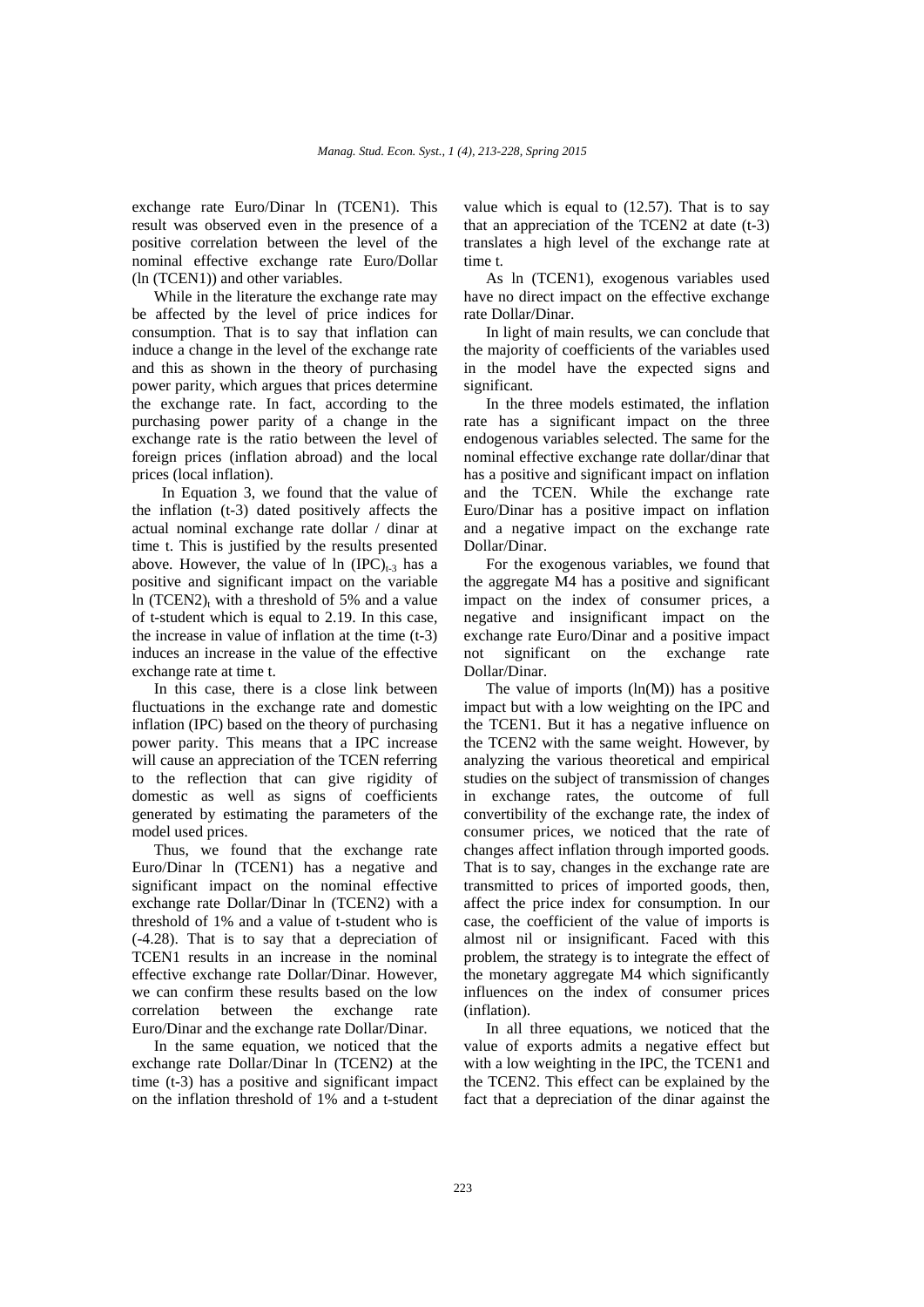exchange rate Euro/Dinar ln (TCEN1). This result was observed even in the presence of a positive correlation between the level of the nominal effective exchange rate Euro/Dollar (ln (TCEN1)) and other variables.

While in the literature the exchange rate may be affected by the level of price indices for consumption. That is to say that inflation can induce a change in the level of the exchange rate and this as shown in the theory of purchasing power parity, which argues that prices determine the exchange rate. In fact, according to the purchasing power parity of a change in the exchange rate is the ratio between the level of foreign prices (inflation abroad) and the local prices (local inflation).

In Equation 3, we found that the value of the inflation (t-3) dated positively affects the actual nominal exchange rate dollar / dinar at time t. This is justified by the results presented above. However, the value of $\ln(IPC)_{t-3}$ has a positive and significant impact on the variable $\ln(TCEN2)_t$ with a threshold of 5% and a value of t-student which is equal to 2.19. In this case, the increase in value of inflation at the time (t-3) induces an increase in the value of the effective exchange rate at time t.

In this case, there is a close link between fluctuations in the exchange rate and domestic inflation (IPC) based on the theory of purchasing power parity. This means that a IPC increase will cause an appreciation of the TCEN referring to the reflection that can give rigidity of domestic as well as signs of coefficients generated by estimating the parameters of the model used prices.

Thus, we found that the exchange rate Euro/Dinar ln (TCEN1) has a negative and significant impact on the nominal effective exchange rate Dollar/Dinar ln (TCEN2) with a threshold of 1% and a value of t-student who is (-4.28). That is to say that a depreciation of TCEN1 results in an increase in the nominal effective exchange rate Dollar/Dinar. However, we can confirm these results based on the low correlation between the exchange rate Euro/Dinar and the exchange rate Dollar/Dinar.

In the same equation, we noticed that the exchange rate Dollar/Dinar ln (TCEN2) at the time (t-3) has a positive and significant impact on the inflation threshold of 1% and a t-student value which is equal to (12.57). That is to say that an appreciation of the TCEN2 at date (t-3) translates a high level of the exchange rate at time t.

As ln (TCEN1), exogenous variables used have no direct impact on the effective exchange rate Dollar/Dinar.

In light of main results, we can conclude that the majority of coefficients of the variables used in the model have the expected signs and significant.

In the three models estimated, the inflation rate has a significant impact on the three endogenous variables selected. The same for the nominal effective exchange rate dollar/dinar that has a positive and significant impact on inflation and the TCEN. While the exchange rate Euro/Dinar has a positive impact on inflation and a negative impact on the exchange rate Dollar/Dinar.

For the exogenous variables, we found that the aggregate M4 has a positive and significant impact on the index of consumer prices, a negative and insignificant impact on the exchange rate Euro/Dinar and a positive impact not significant on the exchange rate Dollar/Dinar.

The value of imports (ln(M)) has a positive impact but with a low weighting on the IPC and the TCEN1. But it has a negative influence on the TCEN2 with the same weight. However, by analyzing the various theoretical and empirical studies on the subject of transmission of changes in exchange rates, the outcome of full convertibility of the exchange rate, the index of consumer prices, we noticed that the rate of changes affect inflation through imported goods. That is to say, changes in the exchange rate are transmitted to prices of imported goods, then, affect the price index for consumption. In our case, the coefficient of the value of imports is almost nil or insignificant. Faced with this problem, the strategy is to integrate the effect of the monetary aggregate M4 which significantly influences on the index of consumer prices (inflation).

In all three equations, we noticed that the value of exports admits a negative effect but with a low weighting in the IPC, the TCEN1 and the TCEN2. This effect can be explained by the fact that a depreciation of the dinar against the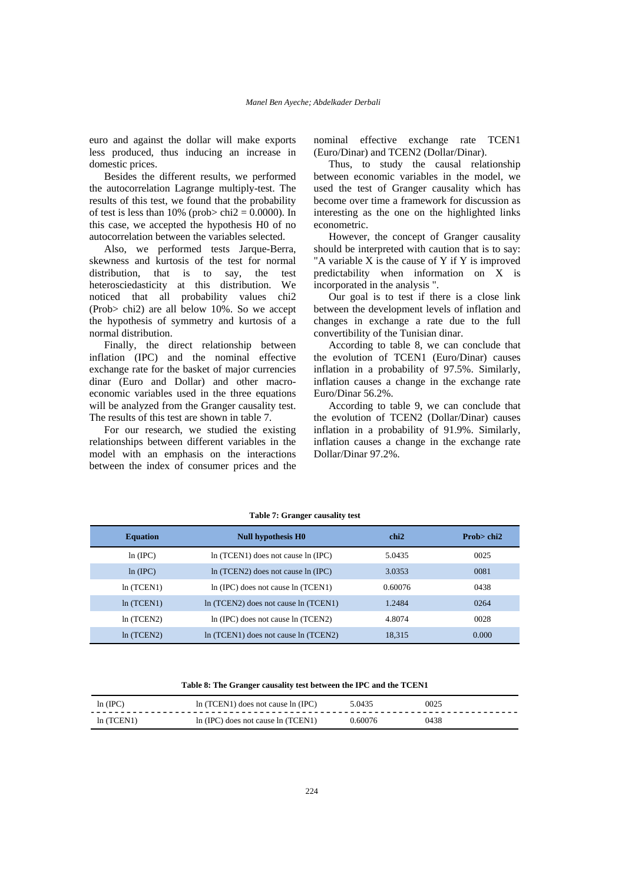euro and against the dollar will make exports less produced, thus inducing an increase in domestic prices.

Besides the different results, we performed the autocorrelation Lagrange multiply-test. The results of this test, we found that the probability of test is less than 10% (prob> chi2 = 0.0000). In this case, we accepted the hypothesis H0 of no autocorrelation between the variables selected.

Also, we performed tests Jarque-Berra, skewness and kurtosis of the test for normal distribution, that is to say, the test heterosciedasticity at this distribution. We noticed that all probability values chi2 (Prob> chi2) are all below 10%. So we accept the hypothesis of symmetry and kurtosis of a normal distribution.

Finally, the direct relationship between inflation (IPC) and the nominal effective exchange rate for the basket of major currencies dinar (Euro and Dollar) and other macro-economic variables used in the three equations will be analyzed from the Granger causality test. The results of this test are shown in table 7.

For our research, we studied the existing relationships between different variables in the model with an emphasis on the interactions between the index of consumer prices and the nominal effective exchange rate TCEN1 (Euro/Dinar) and TCEN2 (Dollar/Dinar).

Thus, to study the causal relationship between economic variables in the model, we used the test of Granger causality which has become over time a framework for discussion as interesting as the one on the highlighted links econometric.

However, the concept of Granger causality should be interpreted with caution that is to say: "A variable X is the cause of Y if Y is improved predictability when information on X is incorporated in the analysis ".

Our goal is to test if there is a close link between the development levels of inflation and changes in exchange a rate due to the full convertibility of the Tunisian dinar.

According to table 8, we can conclude that the evolution of TCEN1 (Euro/Dinar) causes inflation in a probability of 97.5%. Similarly, inflation causes a change in the exchange rate Euro/Dinar 56.2%.

According to table 9, we can conclude that the evolution of TCEN2 (Dollar/Dinar) causes inflation in a probability of 91.9%. Similarly, inflation causes a change in the exchange rate Dollar/Dinar 97.2%.

**Table 7: Granger causality test**

| Equation | Null hypothesis H0 | chi2 | Prob> chi2 |
|---|---|---|---|
| ln (IPC) | ln (TCEN1) does not cause ln (IPC) | 5.0435 | 0025 |
| ln (IPC) | ln (TCEN2) does not cause ln (IPC) | 3.0353 | 0081 |
| ln (TCEN1) | ln (IPC) does not cause ln (TCEN1) | 0.60076 | 0438 |
| ln (TCEN1) | ln (TCEN2) does not cause ln (TCEN1) | 1.2484 | 0264 |
| ln (TCEN2) | ln (IPC) does not cause ln (TCEN2) | 4.8074 | 0028 |
| ln (TCEN2) | ln (TCEN1) does not cause ln (TCEN2) | 18,315 | 0.000 |

**Table 8: The Granger causality test between the IPC and the TCEN1**

| | | | |
|---|---|---|---|
| ln (IPC) | ln (TCEN1) does not cause ln (IPC) | 5.0435 | 0025 |
| ln (TCEN1) | ln (IPC) does not cause ln (TCEN1) | 0.60076 | 0438 |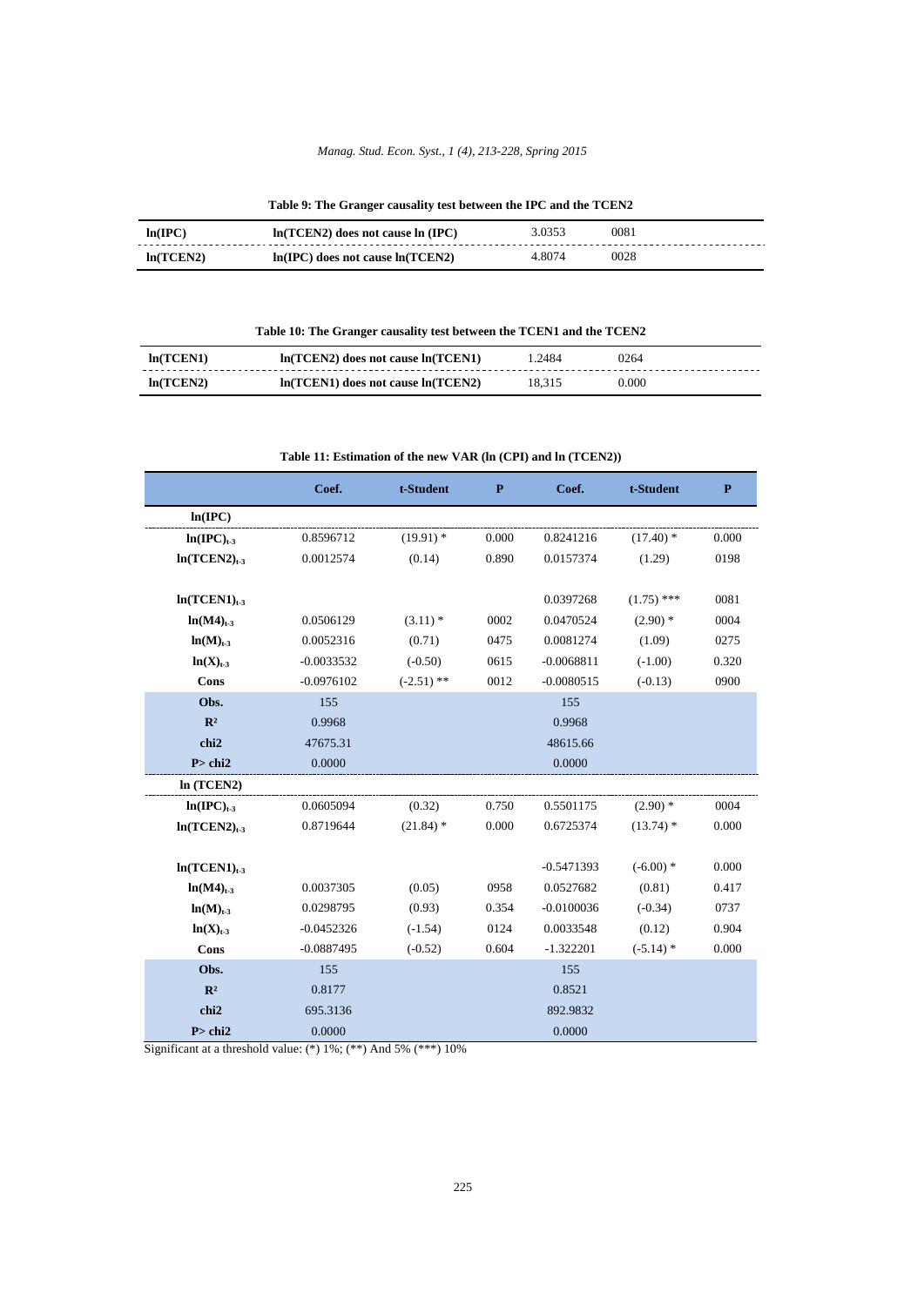**Table 9: The Granger causality test between the IPC and the TCEN2**

| | | | |
|---|---|---|---|
| **ln(IPC)** | **ln(TCEN2) does not cause ln (IPC)** | 3.0353 | 0081 |
| **ln(TCEN2)** | **ln(IPC) does not cause ln(TCEN2)** | 4.8074 | 0028 |

**Table 10: The Granger causality test between the TCEN1 and the TCEN2**

| | | | |
|---|---|---|---|
| **ln(TCEN1)** | **ln(TCEN2) does not cause ln(TCEN1)** | 1.2484 | 0264 |
| **ln(TCEN2)** | **ln(TCEN1) does not cause ln(TCEN2)** | 18,315 | 0.000 |

**Table 11: Estimation of the new VAR (ln (CPI) and ln (TCEN2))**

| | Coef. | t-Student | P | Coef. | t-Student | P |
|---|---|---|---|---|---|---|
| **ln(IPC)** | | | | | | |
| $\ln(IPC)_{t-3}$ | 0.8596712 | (19.91) * | 0.000 | 0.8241216 | (17.40) * | 0.000 |
| $\ln(TCEN2)_{t-3}$ | 0.0012574 | (0.14) | 0.890 | 0.0157374 | (1.29) | 0198 |
| $\ln(TCEN1)_{t-3}$ | | | | 0.0397268 | (1.75) *** | 0081 |
| $\ln(M4)_{t-3}$ | 0.0506129 | (3.11) * | 0002 | 0.0470524 | (2.90) * | 0004 |
| $\ln(M)_{t-3}$ | 0.0052316 | (0.71) | 0475 | 0.0081274 | (1.09) | 0275 |
| $\ln(X)_{t-3}$ | -0.0033532 | (-0.50) | 0615 | -0.0068811 | (-1.00) | 0.320 |
| **Cons** | -0.0976102 | (-2.51) ** | 0012 | -0.0080515 | (-0.13) | 0900 |
| **Obs.** | 155 | | | 155 | | |
| $R^2$ | 0.9968 | | | 0.9968 | | |
| **chi2** | 47675.31 | | | 48615.66 | | |
| **P> chi2** | 0.0000 | | | 0.0000 | | |
| **ln (TCEN2)** | | | | | | |
| $\ln(IPC)_{t-3}$ | 0.0605094 | (0.32) | 0.750 | 0.5501175 | (2.90) * | 0004 |
| $\ln(TCEN2)_{t-3}$ | 0.8719644 | (21.84) * | 0.000 | 0.6725374 | (13.74) * | 0.000 |
| $\ln(TCEN1)_{t-3}$ | | | | -0.5471393 | (-6.00) * | 0.000 |
| $\ln(M4)_{t-3}$ | 0.0037305 | (0.05) | 0958 | 0.0527682 | (0.81) | 0.417 |
| $\ln(M)_{t-3}$ | 0.0298795 | (0.93) | 0.354 | -0.0100036 | (-0.34) | 0737 |
| $\ln(X)_{t-3}$ | -0.0452326 | (-1.54) | 0124 | 0.0033548 | (0.12) | 0.904 |
| **Cons** | -0.0887495 | (-0.52) | 0.604 | -1.322201 | (-5.14) * | 0.000 |
| **Obs.** | 155 | | | 155 | | |
| $R^2$ | 0.8177 | | | 0.8521 | | |
| **chi2** | 695.3136 | | | 892.9832 | | |
| **P> chi2** | 0.0000 | | | 0.0000 | | |

Significant at a threshold value: (*) 1%; (**) And 5% (***) 10%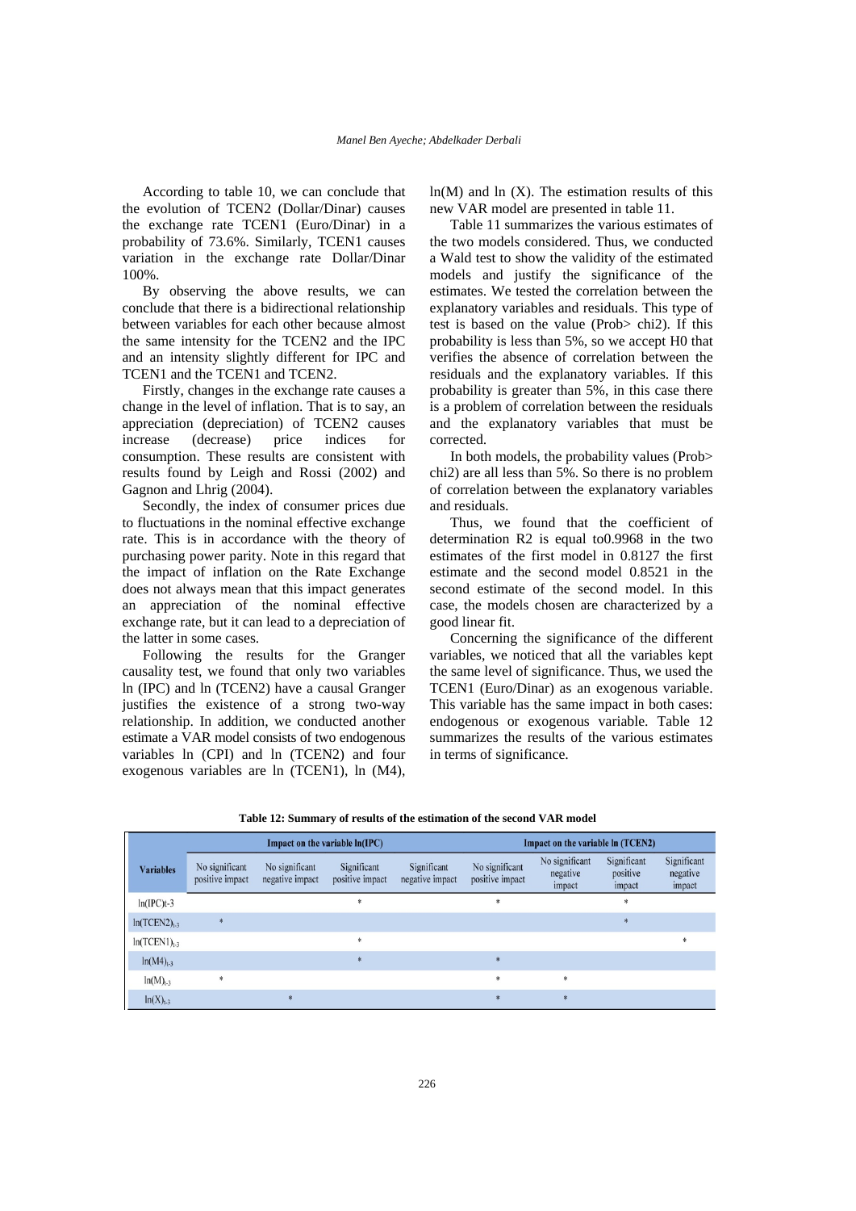According to table 10, we can conclude that the evolution of TCEN2 (Dollar/Dinar) causes the exchange rate TCEN1 (Euro/Dinar) in a probability of 73.6%. Similarly, TCEN1 causes variation in the exchange rate Dollar/Dinar 100%.

By observing the above results, we can conclude that there is a bidirectional relationship between variables for each other because almost the same intensity for the TCEN2 and the IPC and an intensity slightly different for IPC and TCEN1 and the TCEN1 and TCEN2.

Firstly, changes in the exchange rate causes a change in the level of inflation. That is to say, an appreciation (depreciation) of TCEN2 causes increase (decrease) price indices for consumption. These results are consistent with results found by Leigh and Rossi (2002) and Gagnon and Lhrig (2004).

Secondly, the index of consumer prices due to fluctuations in the nominal effective exchange rate. This is in accordance with the theory of purchasing power parity. Note in this regard that the impact of inflation on the Rate Exchange does not always mean that this impact generates an appreciation of the nominal effective exchange rate, but it can lead to a depreciation of the latter in some cases.

Following the results for the Granger causality test, we found that only two variables ln (IPC) and ln (TCEN2) have a causal Granger justifies the existence of a strong two-way relationship. In addition, we conducted another estimate a VAR model consists of two endogenous variables ln (CPI) and ln (TCEN2) and four exogenous variables are ln (TCEN1), ln (M4), ln(M) and ln (X). The estimation results of this new VAR model are presented in table 11.

Table 11 summarizes the various estimates of the two models considered. Thus, we conducted a Wald test to show the validity of the estimated models and justify the significance of the estimates. We tested the correlation between the explanatory variables and residuals. This type of test is based on the value (Prob> chi2). If this probability is less than 5%, so we accept H0 that verifies the absence of correlation between the residuals and the explanatory variables. If this probability is greater than 5%, in this case there is a problem of correlation between the residuals and the explanatory variables that must be corrected.

In both models, the probability values (Prob> chi2) are all less than 5%. So there is no problem of correlation between the explanatory variables and residuals.

Thus, we found that the coefficient of determination R2 is equal to0.9968 in the two estimates of the first model in 0.8127 the first estimate and the second model 0.8521 in the second estimate of the second model. In this case, the models chosen are characterized by a good linear fit.

Concerning the significance of the different variables, we noticed that all the variables kept the same level of significance. Thus, we used the TCEN1 (Euro/Dinar) as an exogenous variable. This variable has the same impact in both cases: endogenous or exogenous variable. Table 12 summarizes the results of the various estimates in terms of significance.

**Table 12: Summary of results of the estimation of the second VAR model**

| Variables | Impact on the variable ln(IPC) | | | | Impact on the variable ln (TCEN2) | | | |
|---|---|---|---|---|---|---|---|---|
| | No significant positive impact | No significant negative impact | Significant positive impact | Significant negative impact | No significant positive impact | No significant negative impact | Significant positive impact | Significant negative impact |
| ln(IPC)t-3 | | | * | | * | | * | |
| $\ln(TCEN2)_{t-3}$ | * | | | | | | * | |
| $\ln(TCEN1)_{t-3}$ | | | * | | | | | * |
| $\ln(M4)_{t-3}$ | | | * | | * | | | |
| $\ln(M)_{t-3}$ | * | | | | * | * | | |
| $\ln(X)_{t-3}$ | | * | | | * | * | | |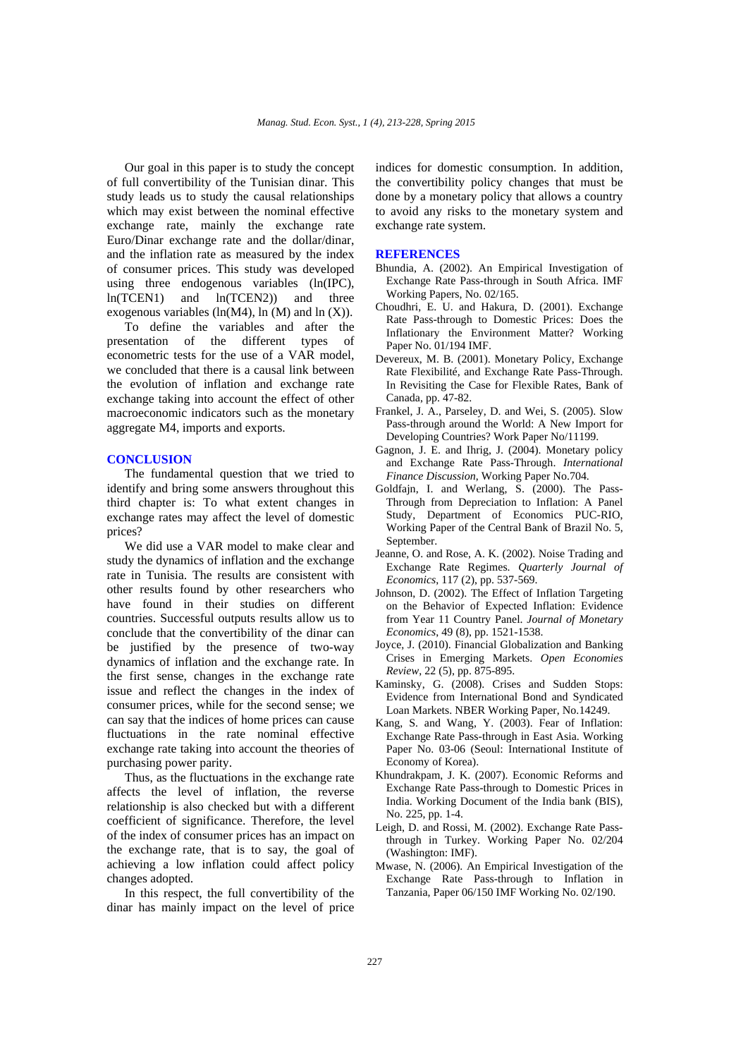Our goal in this paper is to study the concept of full convertibility of the Tunisian dinar. This study leads us to study the causal relationships which may exist between the nominal effective exchange rate, mainly the exchange rate Euro/Dinar exchange rate and the dollar/dinar, and the inflation rate as measured by the index of consumer prices. This study was developed using three endogenous variables (ln(IPC), ln(TCEN1) and ln(TCEN2)) and three exogenous variables (ln(M4), ln (M) and ln (X)).

To define the variables and after the presentation of the different types of econometric tests for the use of a VAR model, we concluded that there is a causal link between the evolution of inflation and exchange rate exchange taking into account the effect of other macroeconomic indicators such as the monetary aggregate M4, imports and exports.

## CONCLUSION

The fundamental question that we tried to identify and bring some answers throughout this third chapter is: To what extent changes in exchange rates may affect the level of domestic prices?

We did use a VAR model to make clear and study the dynamics of inflation and the exchange rate in Tunisia. The results are consistent with other results found by other researchers who have found in their studies on different countries. Successful outputs results allow us to conclude that the convertibility of the dinar can be justified by the presence of two-way dynamics of inflation and the exchange rate. In the first sense, changes in the exchange rate issue and reflect the changes in the index of consumer prices, while for the second sense; we can say that the indices of home prices can cause fluctuations in the rate nominal effective exchange rate taking into account the theories of purchasing power parity.

Thus, as the fluctuations in the exchange rate affects the level of inflation, the reverse relationship is also checked but with a different coefficient of significance. Therefore, the level of the index of consumer prices has an impact on the exchange rate, that is to say, the goal of achieving a low inflation could affect policy changes adopted.

In this respect, the full convertibility of the dinar has mainly impact on the level of price indices for domestic consumption. In addition, the convertibility policy changes that must be done by a monetary policy that allows a country to avoid any risks to the monetary system and exchange rate system.

## REFERENCES

Bhundia, A. (2002). An Empirical Investigation of Exchange Rate Pass-through in South Africa. IMF Working Papers, No. 02/165.

Choudhri, E. U. and Hakura, D. (2001). Exchange Rate Pass-through to Domestic Prices: Does the Inflationary the Environment Matter? Working Paper No. 01/194 IMF.

Devereux, M. B. (2001). Monetary Policy, Exchange Rate Flexibilité, and Exchange Rate Pass-Through. In Revisiting the Case for Flexible Rates, Bank of Canada, pp. 47-82.

Frankel, J. A., Parseley, D. and Wei, S. (2005). Slow Pass-through around the World: A New Import for Developing Countries? Work Paper No/11199.

Gagnon, J. E. and Ihrig, J. (2004). Monetary policy and Exchange Rate Pass-Through. *International Finance Discussion*, Working Paper No.704.

Goldfajn, I. and Werlang, S. (2000). The Pass-Through from Depreciation to Inflation: A Panel Study, Department of Economics PUC-RIO, Working Paper of the Central Bank of Brazil No. 5, September.

Jeanne, O. and Rose, A. K. (2002). Noise Trading and Exchange Rate Regimes. *Quarterly Journal of Economics*, 117 (2), pp. 537-569.

Johnson, D. (2002). The Effect of Inflation Targeting on the Behavior of Expected Inflation: Evidence from Year 11 Country Panel. *Journal of Monetary Economics*, 49 (8), pp. 1521-1538.

Joyce, J. (2010). Financial Globalization and Banking Crises in Emerging Markets. *Open Economies Review*, 22 (5), pp. 875-895.

Kaminsky, G. (2008). Crises and Sudden Stops: Evidence from International Bond and Syndicated Loan Markets. NBER Working Paper, No.14249.

Kang, S. and Wang, Y. (2003). Fear of Inflation: Exchange Rate Pass-through in East Asia. Working Paper No. 03-06 (Seoul: International Institute of Economy of Korea).

Khundrakpam, J. K. (2007). Economic Reforms and Exchange Rate Pass-through to Domestic Prices in India. Working Document of the India bank (BIS), No. 225, pp. 1-4.

Leigh, D. and Rossi, M. (2002). Exchange Rate Pass-through in Turkey. Working Paper No. 02/204 (Washington: IMF).

Mwase, N. (2006). An Empirical Investigation of the Exchange Rate Pass-through to Inflation in Tanzania, Paper 06/150 IMF Working No. 02/190.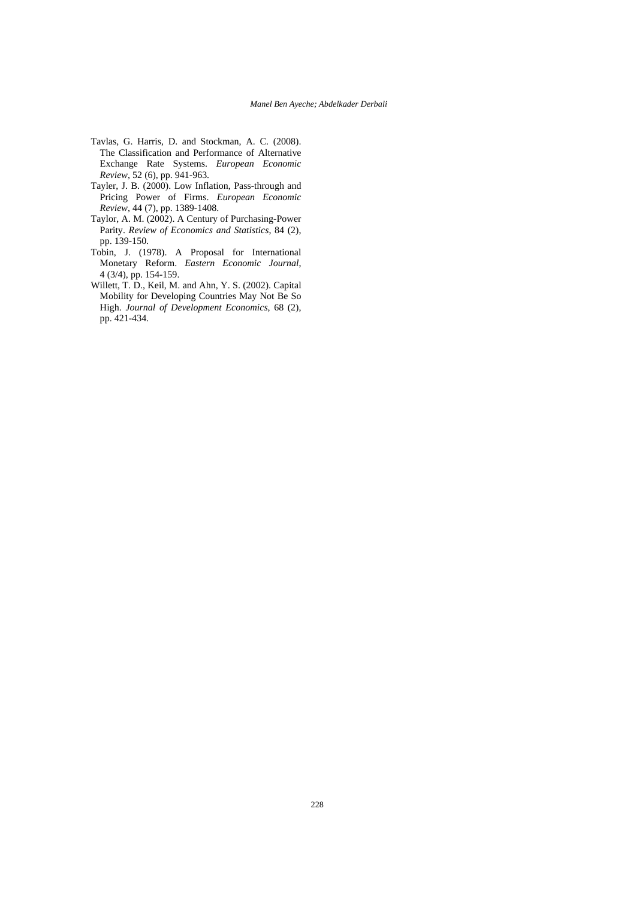Tavlas, G. Harris, D. and Stockman, A. C. (2008). The Classification and Performance of Alternative Exchange Rate Systems. *European Economic Review*, 52 (6), pp. 941-963.

Tayler, J. B. (2000). Low Inflation, Pass-through and Pricing Power of Firms. *European Economic Review*, 44 (7), pp. 1389-1408.

Taylor, A. M. (2002). A Century of Purchasing-Power Parity. *Review of Economics and Statistics*, 84 (2), pp. 139-150.

Tobin, J. (1978). A Proposal for International Monetary Reform. *Eastern Economic Journal*, 4 (3/4), pp. 154-159.

Willett, T. D., Keil, M. and Ahn, Y. S. (2002). Capital Mobility for Developing Countries May Not Be So High. *Journal of Development Economics*, 68 (2), pp. 421-434.